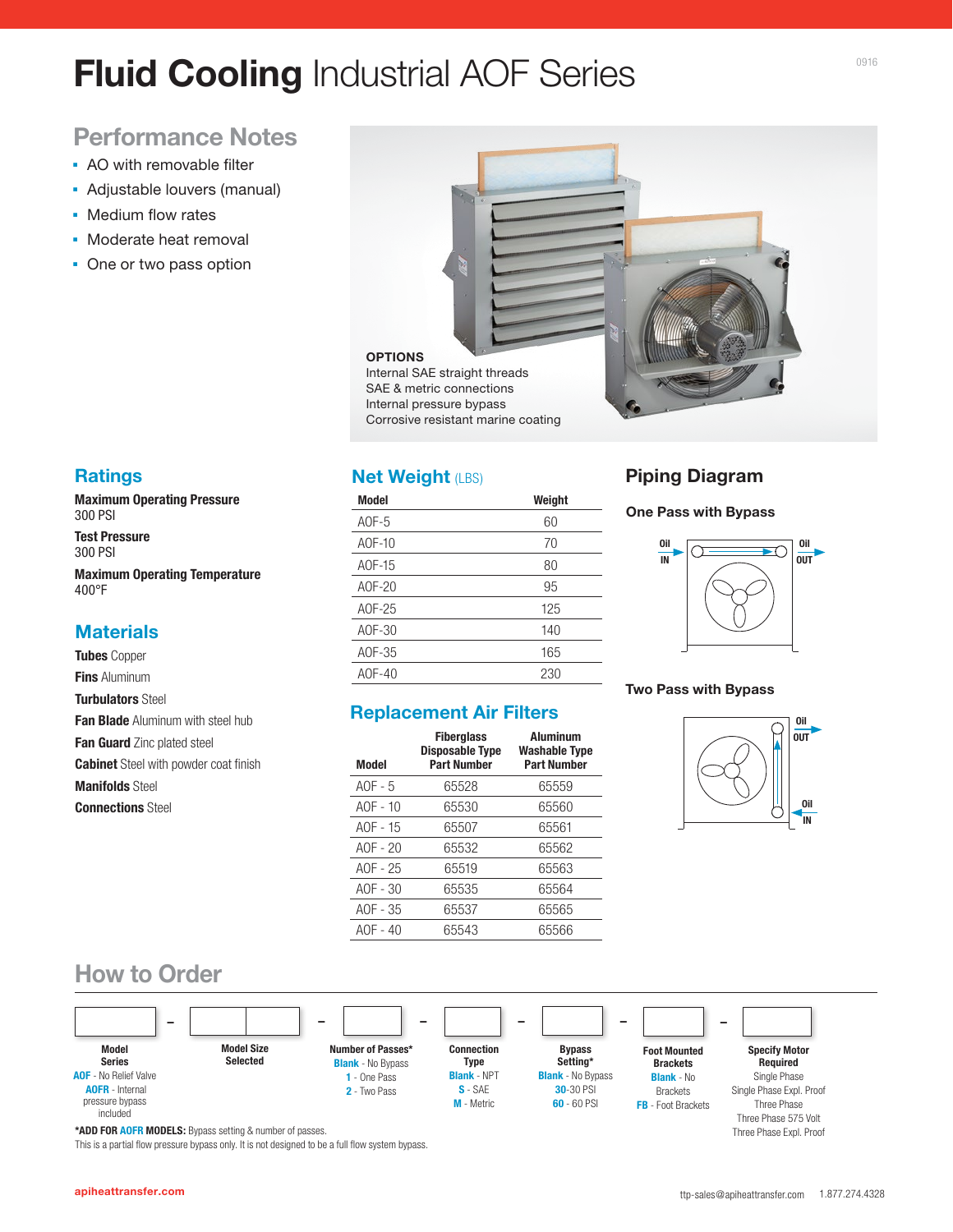# **Fluid Cooling** Industrial AOF Series

## Performance Notes

- AO with removable filter
- Adjustable louvers (manual)
- Medium flow rates
- Moderate heat removal
- One or two pass option

**OPTIONS**
Internal SAE straight threads
SAE & metric connections
Internal pressure bypass
Corrosive resistant marine coating

## Ratings

**Maximum Operating Pressure**
300 PSI

**Test Pressure**
300 PSI

**Maximum Operating Temperature**
400°F

## Materials

**Tubes** Copper
**Fins** Aluminum
**Turbulators** Steel
**Fan Blade** Aluminum with steel hub
**Fan Guard** Zinc plated steel
**Cabinet** Steel with powder coat finish
**Manifolds** Steel
**Connections** Steel

## Net Weight (LBS)

| Model | Weight |
|---|---|
| AOF-5 | 60 |
| AOF-10 | 70 |
| AOF-15 | 80 |
| AOF-20 | 95 |
| AOF-25 | 125 |
| AOF-30 | 140 |
| AOF-35 | 165 |
| AOF-40 | 230 |

## Replacement Air Filters

| Model | Fiberglass Disposable Type Part Number | Aluminum Washable Type Part Number |
|---|---|---|
| AOF - 5 | 65528 | 65559 |
| AOF - 10 | 65530 | 65560 |
| AOF - 15 | 65507 | 65561 |
| AOF - 20 | 65532 | 65562 |
| AOF - 25 | 65519 | 65563 |
| AOF - 30 | 65535 | 65564 |
| AOF - 35 | 65537 | 65565 |
| AOF - 40 | 65543 | 65566 |

## Piping Diagram

### One Pass with Bypass

Oil IN — Oil OUT

### Two Pass with Bypass

Oil OUT — Oil IN

## How to Order

| Model Series | Model Size Selected | Number of Passes* | Connection Type | Bypass Setting* | Foot Mounted Brackets | Specify Motor Required |
|---|---|---|---|---|---|---|
| **AOF** - No Relief Valve | | **Blank** - No Bypass | **Blank** - NPT | **Blank** - No Bypass | **Blank** - No Brackets | Single Phase |
| **AOFR** - Internal pressure bypass included | | **1** - One Pass | **S** - SAE | **30**-30 PSI | **FB** - Foot Brackets | Single Phase Expl. Proof |
| | | **2** - Two Pass | **M** - Metric | **60** - 60 PSI | | Three Phase |
| | | | | | | Three Phase 575 Volt |
| | | | | | | Three Phase Expl. Proof |

***ADD FOR AOFR MODELS:** Bypass setting & number of passes.
This is a partial flow pressure bypass only. It is not designed to be a full flow system bypass.

apiheattransfer.com

ttp-sales@apiheattransfer.com 1.877.274.4328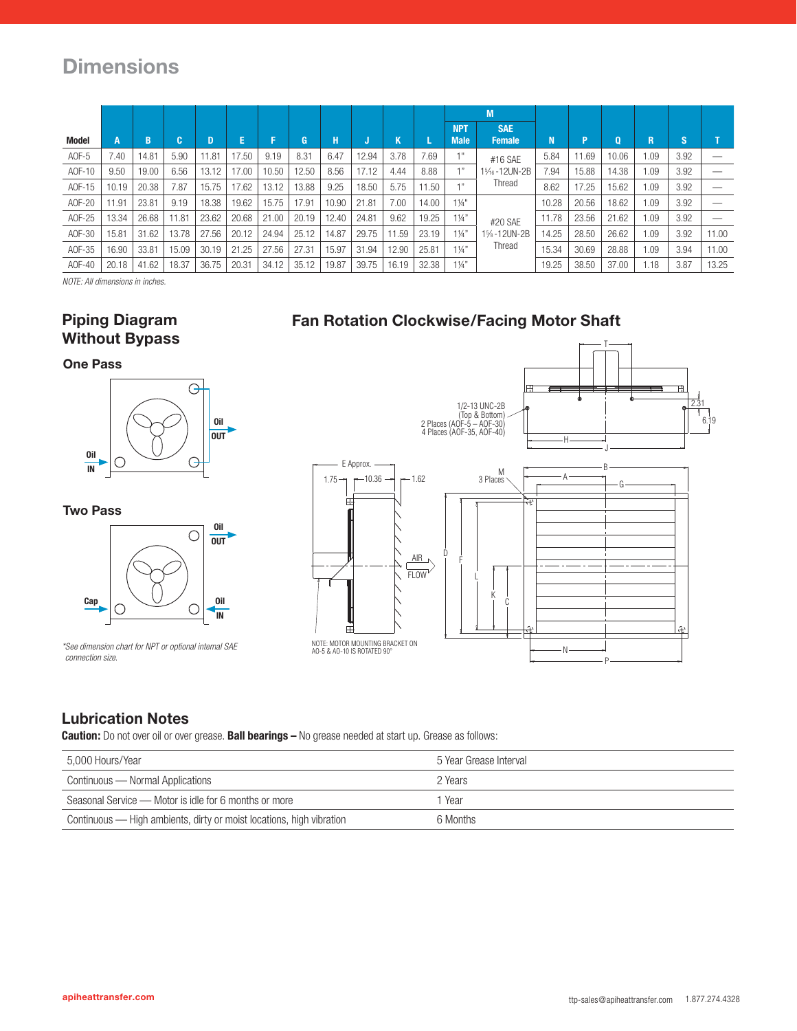# Dimensions

| Model | A | B | C | D | E | F | G | H | J | K | L | M NPT Male | M SAE Female | N | P | Q | R | S | T |
|---|---|---|---|---|---|---|---|---|---|---|---|---|---|---|---|---|---|---|---|
| AOF-5 | 7.40 | 14.81 | 5.90 | 11.81 | 17.50 | 9.19 | 8.31 | 6.47 | 12.94 | 3.78 | 7.69 | 1" | #16 SAE 1⁵⁄₁₆-12UN-2B Thread | 5.84 | 11.69 | 10.06 | 1.09 | 3.92 | — |
| AOF-10 | 9.50 | 19.00 | 6.56 | 13.12 | 17.00 | 10.50 | 12.50 | 8.56 | 17.12 | 4.44 | 8.88 | 1" | | 7.94 | 15.88 | 14.38 | 1.09 | 3.92 | — |
| AOF-15 | 10.19 | 20.38 | 7.87 | 15.75 | 17.62 | 13.12 | 13.88 | 9.25 | 18.50 | 5.75 | 11.50 | 1" | | 8.62 | 17.25 | 15.62 | 1.09 | 3.92 | — |
| AOF-20 | 11.91 | 23.81 | 9.19 | 18.38 | 19.62 | 15.75 | 17.91 | 10.90 | 21.81 | 7.00 | 14.00 | 1¼" | #20 SAE 1⅝-12UN-2B Thread | 10.28 | 20.56 | 18.62 | 1.09 | 3.92 | — |
| AOF-25 | 13.34 | 26.68 | 11.81 | 23.62 | 20.68 | 21.00 | 20.19 | 12.40 | 24.81 | 9.62 | 19.25 | 1¼" | | 11.78 | 23.56 | 21.62 | 1.09 | 3.92 | — |
| AOF-30 | 15.81 | 31.62 | 13.78 | 27.56 | 20.12 | 24.94 | 25.12 | 14.87 | 29.75 | 11.59 | 23.19 | 1¼" | | 14.25 | 28.50 | 26.62 | 1.09 | 3.92 | 11.00 |
| AOF-35 | 16.90 | 33.81 | 15.09 | 30.19 | 21.25 | 27.56 | 27.31 | 15.97 | 31.94 | 12.90 | 25.81 | 1¼" | | 15.34 | 30.69 | 28.88 | 1.09 | 3.94 | 11.00 |
| AOF-40 | 20.18 | 41.62 | 18.37 | 36.75 | 20.31 | 34.12 | 35.12 | 19.87 | 39.75 | 16.19 | 32.38 | 1¼" | | 19.25 | 38.50 | 37.00 | 1.18 | 3.87 | 13.25 |

*NOTE: All dimensions in inches.*

## Piping Diagram Without Bypass

### One Pass

Oil IN

Oil OUT

### Two Pass

Cap

Oil OUT

Oil IN

*\*See dimension chart for NPT or optional internal SAE connection size.*

## Fan Rotation Clockwise/Facing Motor Shaft

1/2-13 UNC-2B (Top & Bottom) 2 Places (AOF-5 – AOF-30) 4 Places (AOF-35, AOF-40)

E Approx. 1.75 10.36 1.62 2.31 6.19

M 3 Places

AIR FLOW

NOTE: MOTOR MOUNTING BRACKET ON AO-5 & AO-10 IS ROTATED 90°

## Lubrication Notes

**Caution:** Do not over oil or over grease. **Ball bearings –** No grease needed at start up. Grease as follows:

| | |
|---|---|
| 5,000 Hours/Year | 5 Year Grease Interval |
| Continuous — Normal Applications | 2 Years |
| Seasonal Service — Motor is idle for 6 months or more | 1 Year |
| Continuous — High ambients, dirty or moist locations, high vibration | 6 Months |

apiheattransfer.com

ttp-sales@apiheattransfer.com 1.877.274.4328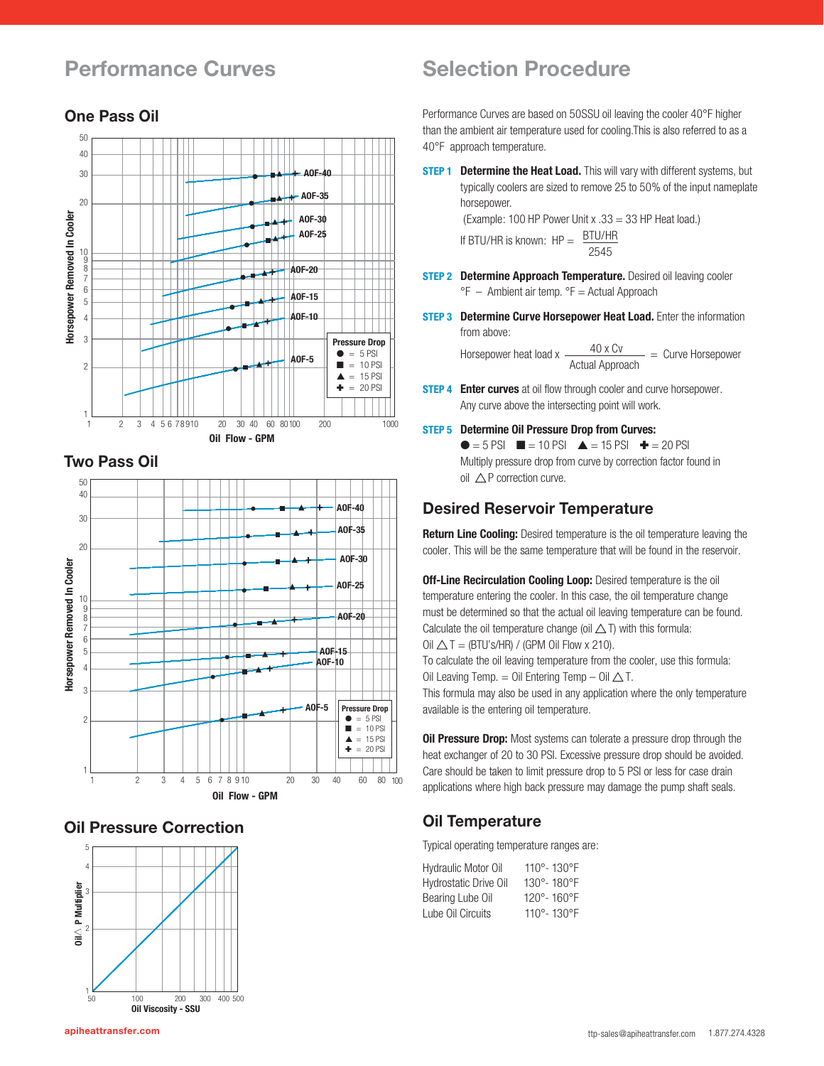## Performance Curves

### One Pass Oil

Horsepower Removed In Cooler vs. Oil Flow - GPM (AOF-40, AOF-35, AOF-30, AOF-25, AOF-20, AOF-15, AOF-10, AOF-5)

Pressure Drop
- ● = 5 PSI
- ■ = 10 PSI
- ▲ = 15 PSI
- ✚ = 20 PSI

### Two Pass Oil

Horsepower Removed In Cooler vs. Oil Flow - GPM (AOF-40, AOF-35, AOF-30, AOF-25, AOF-20, AOF-15, AOF-10, AOF-5)

Pressure Drop
- ● = 5 PSI
- ■ = 10 PSI
- ▲ = 15 PSI
- ✚ = 20 PSI

### Oil Pressure Correction

Oil △ P Multiplier vs. Oil Viscosity - SSU

## Selection Procedure

Performance Curves are based on 50SSU oil leaving the cooler 40°F higher than the ambient air temperature used for cooling.This is also referred to as a 40°F approach temperature.

**STEP 1** **Determine the Heat Load.** This will vary with different systems, but typically coolers are sized to remove 25 to 50% of the input nameplate horsepower.
(Example: 100 HP Power Unit x .33 = 33 HP Heat load.)

If BTU/HR is known: $HP = \frac{BTU/HR}{2545}$

**STEP 2** **Determine Approach Temperature.** Desired oil leaving cooler °F – Ambient air temp. °F = Actual Approach

**STEP 3** **Determine Curve Horsepower Heat Load.** Enter the information from above:

$$\text{Horsepower heat load} \times \frac{40 \times Cv}{\text{Actual Approach}} = \text{Curve Horsepower}$$

**STEP 4** **Enter curves** at oil flow through cooler and curve horsepower. Any curve above the intersecting point will work.

**STEP 5** **Determine Oil Pressure Drop from Curves:**
● = 5 PSI ■ = 10 PSI ▲ = 15 PSI ✚ = 20 PSI
Multiply pressure drop from curve by correction factor found in oil △P correction curve.

## Desired Reservoir Temperature

**Return Line Cooling:** Desired temperature is the oil temperature leaving the cooler. This will be the same temperature that will be found in the reservoir.

**Off-Line Recirculation Cooling Loop:** Desired temperature is the oil temperature entering the cooler. In this case, the oil temperature change must be determined so that the actual oil leaving temperature can be found. Calculate the oil temperature change (oil △T) with this formula:
Oil △T = (BTU's/HR) / (GPM Oil Flow x 210).
To calculate the oil leaving temperature from the cooler, use this formula:
Oil Leaving Temp. = Oil Entering Temp – Oil △T.
This formula may also be used in any application where the only temperature available is the entering oil temperature.

**Oil Pressure Drop:** Most systems can tolerate a pressure drop through the heat exchanger of 20 to 30 PSI. Excessive pressure drop should be avoided. Care should be taken to limit pressure drop to 5 PSI or less for case drain applications where high back pressure may damage the pump shaft seals.

## Oil Temperature

Typical operating temperature ranges are:

| | |
|---|---|
| Hydraulic Motor Oil | 110°- 130°F |
| Hydrostatic Drive Oil | 130°- 180°F |
| Bearing Lube Oil | 120°- 160°F |
| Lube Oil Circuits | 110°- 130°F |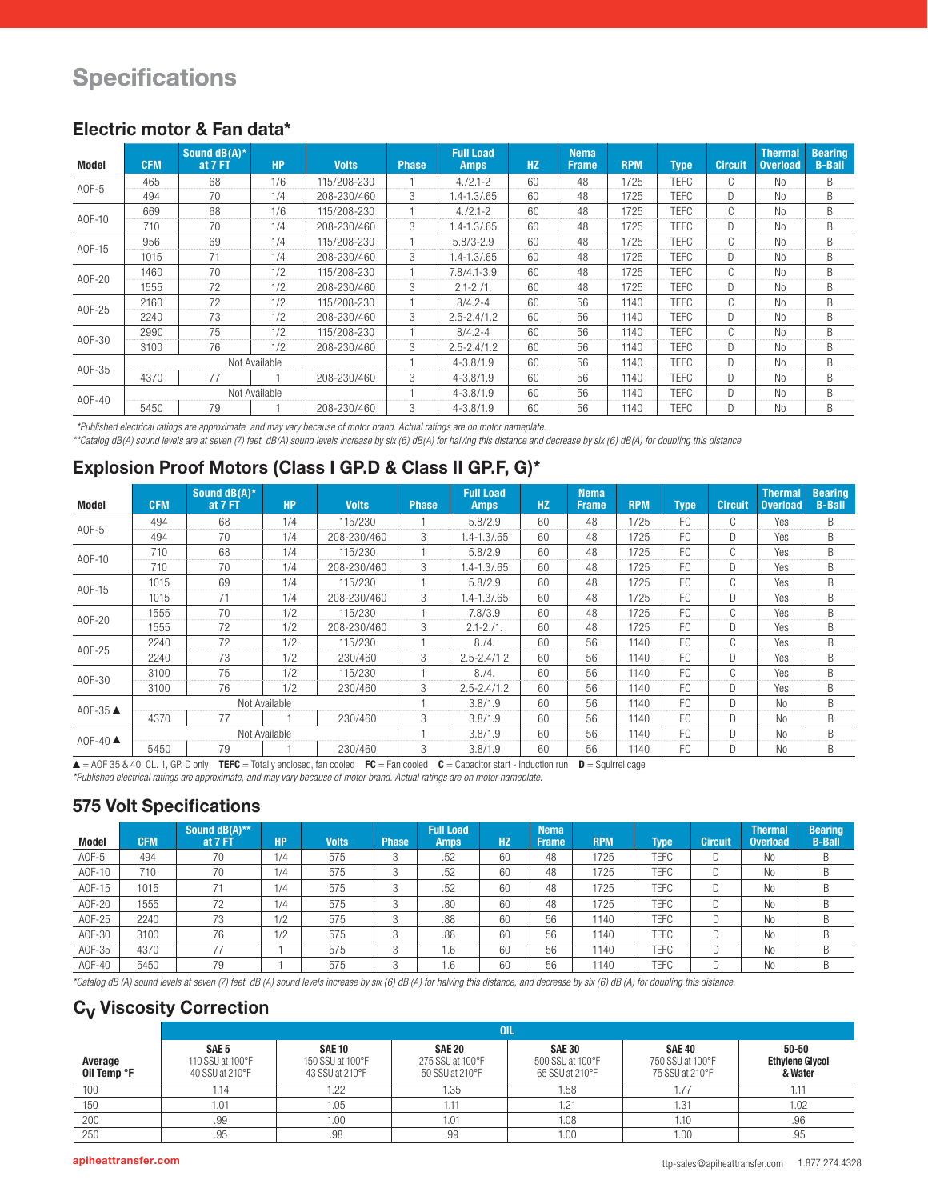# Specifications

## Electric motor & Fan data*

| Model | CFM | Sound dB(A)* at 7 FT | HP | Volts | Phase | Full Load Amps | HZ | Nema Frame | RPM | Type | Circuit | Thermal Overload | Bearing B-Ball |
|---|---|---|---|---|---|---|---|---|---|---|---|---|---|
| AOF-5 | 465 | 68 | 1/6 | 115/208-230 | 1 | 4./2.1-2 | 60 | 48 | 1725 | TEFC | C | No | B |
| | 494 | 70 | 1/4 | 208-230/460 | 3 | 1.4-1.3/.65 | 60 | 48 | 1725 | TEFC | D | No | B |
| AOF-10 | 669 | 68 | 1/6 | 115/208-230 | 1 | 4./2.1-2 | 60 | 48 | 1725 | TEFC | C | No | B |
| | 710 | 70 | 1/4 | 208-230/460 | 3 | 1.4-1.3/.65 | 60 | 48 | 1725 | TEFC | D | No | B |
| AOF-15 | 956 | 69 | 1/4 | 115/208-230 | 1 | 5.8/3-2.9 | 60 | 48 | 1725 | TEFC | C | No | B |
| | 1015 | 71 | 1/4 | 208-230/460 | 3 | 1.4-1.3/.65 | 60 | 48 | 1725 | TEFC | D | No | B |
| AOF-20 | 1460 | 70 | 1/2 | 115/208-230 | 1 | 7.8/4.1-3.9 | 60 | 48 | 1725 | TEFC | C | No | B |
| | 1555 | 72 | 1/2 | 208-230/460 | 3 | 2.1-2./1. | 60 | 48 | 1725 | TEFC | D | No | B |
| AOF-25 | 2160 | 72 | 1/2 | 115/208-230 | 1 | 8/4.2-4 | 60 | 56 | 1140 | TEFC | C | No | B |
| | 2240 | 73 | 1/2 | 208-230/460 | 3 | 2.5-2.4/1.2 | 60 | 56 | 1140 | TEFC | D | No | B |
| AOF-30 | 2990 | 75 | 1/2 | 115/208-230 | 1 | 8/4.2-4 | 60 | 56 | 1140 | TEFC | C | No | B |
| | 3100 | 76 | 1/2 | 208-230/460 | 3 | 2.5-2.4/1.2 | 60 | 56 | 1140 | TEFC | D | No | B |
| AOF-35 | Not Available | | | | 1 | 4-3.8/1.9 | 60 | 56 | 1140 | TEFC | D | No | B |
| | 4370 | 77 | 1 | 208-230/460 | 3 | 4-3.8/1.9 | 60 | 56 | 1140 | TEFC | D | No | B |
| AOF-40 | Not Available | | | | 1 | 4-3.8/1.9 | 60 | 56 | 1140 | TEFC | D | No | B |
| | 5450 | 79 | 1 | 208-230/460 | 3 | 4-3.8/1.9 | 60 | 56 | 1140 | TEFC | D | No | B |

*Published electrical ratings are approximate, and may vary because of motor brand. Actual ratings are on motor nameplate.

**Catalog dB(A) sound levels are at seven (7) feet. dB(A) sound levels increase by six (6) dB(A) for halving this distance and decrease by six (6) dB(A) for doubling this distance.

## Explosion Proof Motors (Class I GP.D & Class II GP.F, G)*

| Model | CFM | Sound dB(A)* at 7 FT | HP | Volts | Phase | Full Load Amps | HZ | Nema Frame | RPM | Type | Circuit | Thermal Overload | Bearing B-Ball |
|---|---|---|---|---|---|---|---|---|---|---|---|---|---|
| AOF-5 | 494 | 68 | 1/4 | 115/230 | 1 | 5.8/2.9 | 60 | 48 | 1725 | FC | C | Yes | B |
| | 494 | 70 | 1/4 | 208-230/460 | 3 | 1.4-1.3/.65 | 60 | 48 | 1725 | FC | D | Yes | B |
| AOF-10 | 710 | 68 | 1/4 | 115/230 | 1 | 5.8/2.9 | 60 | 48 | 1725 | FC | C | Yes | B |
| | 710 | 70 | 1/4 | 208-230/460 | 3 | 1.4-1.3/.65 | 60 | 48 | 1725 | FC | D | Yes | B |
| AOF-15 | 1015 | 69 | 1/4 | 115/230 | 1 | 5.8/2.9 | 60 | 48 | 1725 | FC | C | Yes | B |
| | 1015 | 71 | 1/4 | 208-230/460 | 3 | 1.4-1.3/.65 | 60 | 48 | 1725 | FC | D | Yes | B |
| AOF-20 | 1555 | 70 | 1/2 | 115/230 | 1 | 7.8/3.9 | 60 | 48 | 1725 | FC | C | Yes | B |
| | 1555 | 72 | 1/2 | 208-230/460 | 3 | 2.1-2./1. | 60 | 48 | 1725 | FC | D | Yes | B |
| AOF-25 | 2240 | 72 | 1/2 | 115/230 | 1 | 8./4. | 60 | 56 | 1140 | FC | C | Yes | B |
| | 2240 | 73 | 1/2 | 230/460 | 3 | 2.5-2.4/1.2 | 60 | 56 | 1140 | FC | D | Yes | B |
| AOF-30 | 3100 | 75 | 1/2 | 115/230 | 1 | 8./4. | 60 | 56 | 1140 | FC | C | Yes | B |
| | 3100 | 76 | 1/2 | 230/460 | 3 | 2.5-2.4/1.2 | 60 | 56 | 1140 | FC | D | Yes | B |
| AOF-35 ▲ | Not Available | | | | 1 | 3.8/1.9 | 60 | 56 | 1140 | FC | D | No | B |
| | 4370 | 77 | 1 | 230/460 | 3 | 3.8/1.9 | 60 | 56 | 1140 | FC | D | No | B |
| AOF-40 ▲ | Not Available | | | | 1 | 3.8/1.9 | 60 | 56 | 1140 | FC | D | No | B |
| | 5450 | 79 | 1 | 230/460 | 3 | 3.8/1.9 | 60 | 56 | 1140 | FC | D | No | B |

▲ = AOF 35 & 40, CL. 1, GP. D only **TEFC** = Totally enclosed, fan cooled **FC** = Fan cooled **C** = Capacitor start - Induction run **D** = Squirrel cage

*Published electrical ratings are approximate, and may vary because of motor brand. Actual ratings are on motor nameplate.

## 575 Volt Specifications

| Model | CFM | Sound dB(A)** at 7 FT | HP | Volts | Phase | Full Load Amps | HZ | Nema Frame | RPM | Type | Circuit | Thermal Overload | Bearing B-Ball |
|---|---|---|---|---|---|---|---|---|---|---|---|---|---|
| AOF-5 | 494 | 70 | 1/4 | 575 | 3 | .52 | 60 | 48 | 1725 | TEFC | D | No | B |
| AOF-10 | 710 | 70 | 1/4 | 575 | 3 | .52 | 60 | 48 | 1725 | TEFC | D | No | B |
| AOF-15 | 1015 | 71 | 1/4 | 575 | 3 | .52 | 60 | 48 | 1725 | TEFC | D | No | B |
| AOF-20 | 1555 | 72 | 1/4 | 575 | 3 | .80 | 60 | 48 | 1725 | TEFC | D | No | B |
| AOF-25 | 2240 | 73 | 1/2 | 575 | 3 | .88 | 60 | 56 | 1140 | TEFC | D | No | B |
| AOF-30 | 3100 | 76 | 1/2 | 575 | 3 | .88 | 60 | 56 | 1140 | TEFC | D | No | B |
| AOF-35 | 4370 | 77 | 1 | 575 | 3 | 1.6 | 60 | 56 | 1140 | TEFC | D | No | B |
| AOF-40 | 5450 | 79 | 1 | 575 | 3 | 1.6 | 60 | 56 | 1140 | TEFC | D | No | B |

*Catalog dB (A) sound levels at seven (7) feet. dB (A) sound levels increase by six (6) dB (A) for halving this distance, and decrease by six (6) dB (A) for doubling this distance.

## $C_V$ Viscosity Correction

| | OIL | | | | | |
|---|---|---|---|---|---|---|
| Average Oil Temp °F | SAE 5 110 SSU at 100°F 40 SSU at 210°F | SAE 10 150 SSU at 100°F 43 SSU at 210°F | SAE 20 275 SSU at 100°F 50 SSU at 210°F | SAE 30 500 SSU at 100°F 65 SSU at 210°F | SAE 40 750 SSU at 100°F 75 SSU at 210°F | 50-50 Ethylene Glycol & Water |
| 100 | 1.14 | 1.22 | 1.35 | 1.58 | 1.77 | 1.11 |
| 150 | 1.01 | 1.05 | 1.11 | 1.21 | 1.31 | 1.02 |
| 200 | .99 | 1.00 | 1.01 | 1.08 | 1.10 | .96 |
| 250 | .95 | .98 | .99 | 1.00 | 1.00 | .95 |

apiheattransfer.com

ttp-sales@apiheattransfer.com 1.877.274.4328